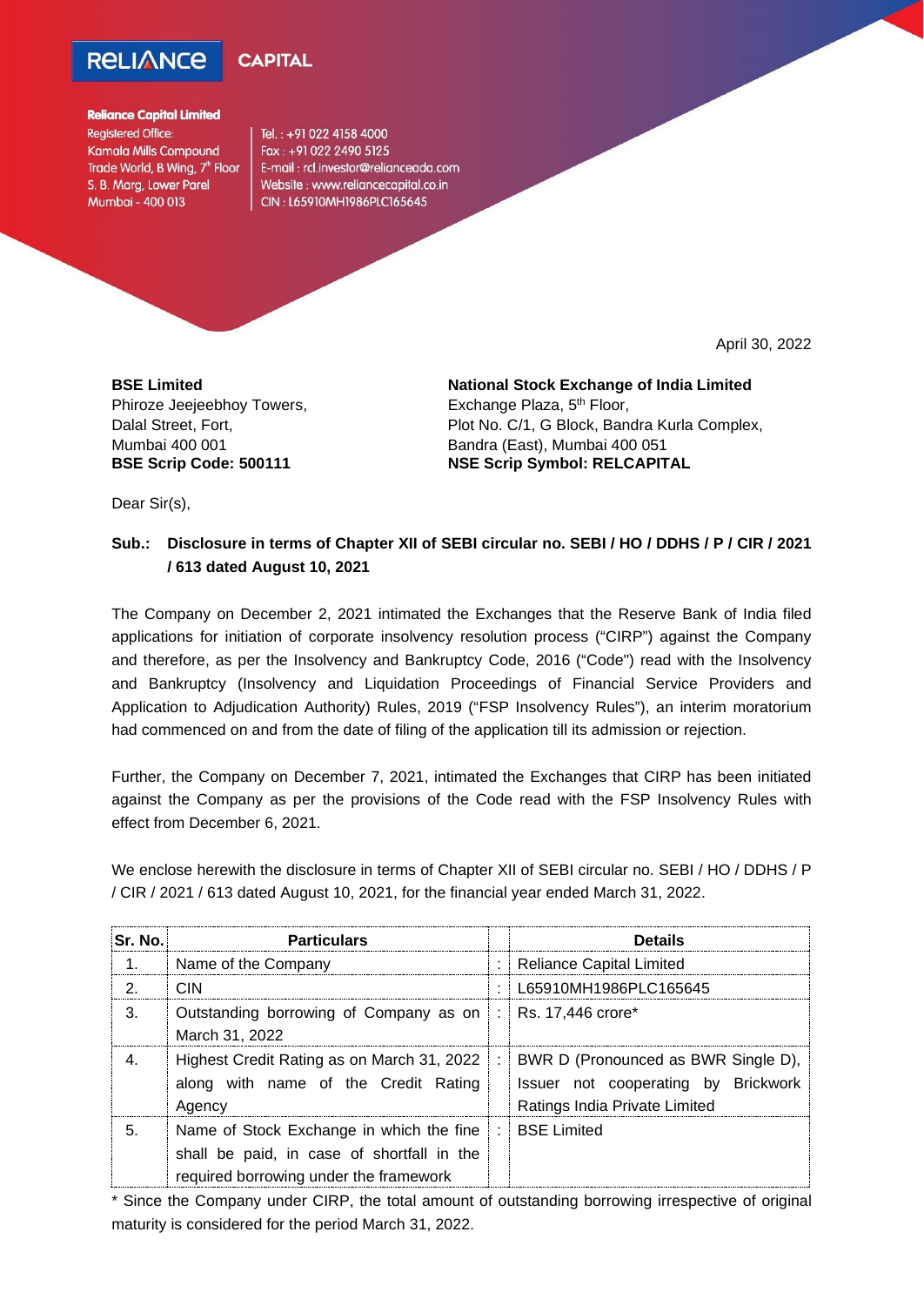**RELIANCE CAPITAL**

**Reliance Capital Limited**
Registered Office:
Kamala Mills Compound
Trade World, B Wing, 7th Floor
S. B. Marg, Lower Parel
Mumbai - 400 013

Tel. : +91 022 4158 4000
Fax : +91 022 2490 5125
E-mail : rcl.investor@relianceada.com
Website : www.reliancecapital.co.in
CIN : L65910MH1986PLC165645

April 30, 2022

**BSE Limited**
Phiroze Jeejeebhoy Towers,
Dalal Street, Fort,
Mumbai 400 001
**BSE Scrip Code: 500111**

**National Stock Exchange of India Limited**
Exchange Plaza, 5th Floor,
Plot No. C/1, G Block, Bandra Kurla Complex,
Bandra (East), Mumbai 400 051
**NSE Scrip Symbol: RELCAPITAL**

Dear Sir(s),

**Sub.: Disclosure in terms of Chapter XII of SEBI circular no. SEBI / HO / DDHS / P / CIR / 2021 / 613 dated August 10, 2021**

The Company on December 2, 2021 intimated the Exchanges that the Reserve Bank of India filed applications for initiation of corporate insolvency resolution process ("CIRP") against the Company and therefore, as per the Insolvency and Bankruptcy Code, 2016 ("Code") read with the Insolvency and Bankruptcy (Insolvency and Liquidation Proceedings of Financial Service Providers and Application to Adjudication Authority) Rules, 2019 ("FSP Insolvency Rules"), an interim moratorium had commenced on and from the date of filing of the application till its admission or rejection.

Further, the Company on December 7, 2021, intimated the Exchanges that CIRP has been initiated against the Company as per the provisions of the Code read with the FSP Insolvency Rules with effect from December 6, 2021.

We enclose herewith the disclosure in terms of Chapter XII of SEBI circular no. SEBI / HO / DDHS / P / CIR / 2021 / 613 dated August 10, 2021, for the financial year ended March 31, 2022.

| Sr. No. | Particulars | | Details |
|---|---|---|---|
| 1. | Name of the Company | : | Reliance Capital Limited |
| 2. | CIN | : | L65910MH1986PLC165645 |
| 3. | Outstanding borrowing of Company as on March 31, 2022 | : | Rs. 17,446 crore* |
| 4. | Highest Credit Rating as on March 31, 2022 along with name of the Credit Rating Agency | : | BWR D (Pronounced as BWR Single D), Issuer not cooperating by Brickwork Ratings India Private Limited |
| 5. | Name of Stock Exchange in which the fine shall be paid, in case of shortfall in the required borrowing under the framework | : | BSE Limited |

* Since the Company under CIRP, the total amount of outstanding borrowing irrespective of original maturity is considered for the period March 31, 2022.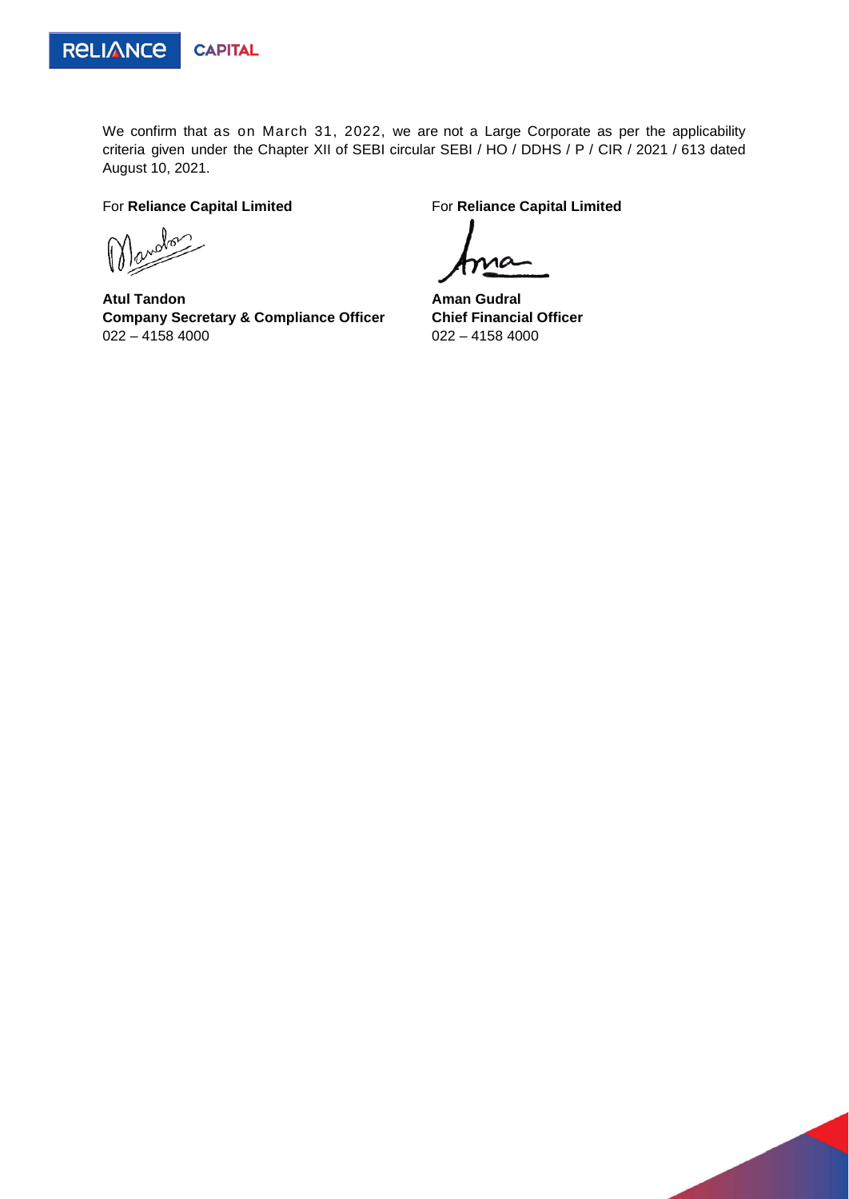We confirm that as on March 31, 2022, we are not a Large Corporate as per the applicability criteria given under the Chapter XII of SEBI circular SEBI / HO / DDHS / P / CIR / 2021 / 613 dated August 10, 2021.

For **Reliance Capital Limited**

**Atul Tandon**
**Company Secretary & Compliance Officer**
022 – 4158 4000

For **Reliance Capital Limited**

**Aman Gudral**
**Chief Financial Officer**
022 – 4158 4000